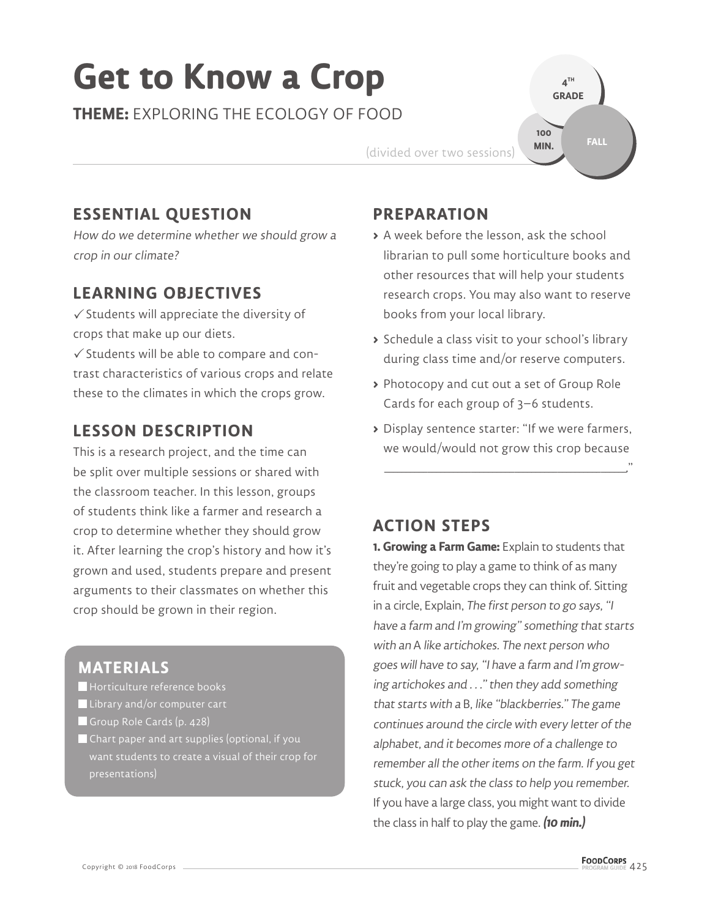# Get to Know a Crop

**THEME:** EXPLORING THE ECOLOGY OF FOOD

4TH GRADE | 100 MIN. | FALL

(divided over two sessions)

## ESSENTIAL QUESTION

*How do we determine whether we should grow a crop in our climate?*

## LEARNING OBJECTIVES

✓ Students will appreciate the diversity of crops that make up our diets.

✓ Students will be able to compare and contrast characteristics of various crops and relate these to the climates in which the crops grow.

## LESSON DESCRIPTION

This is a research project, and the time can be split over multiple sessions or shared with the classroom teacher. In this lesson, groups of students think like a farmer and research a crop to determine whether they should grow it. After learning the crop's history and how it's grown and used, students prepare and present arguments to their classmates on whether this crop should be grown in their region.

## MATERIALS

- Horticulture reference books
- Library and/or computer cart
- Group Role Cards (p. 428)
- Chart paper and art supplies (optional, if you want students to create a visual of their crop for presentations)

## PREPARATION

- A week before the lesson, ask the school librarian to pull some horticulture books and other resources that will help your students research crops. You may also want to reserve books from your local library.
- Schedule a class visit to your school's library during class time and/or reserve computers.
- Photocopy and cut out a set of Group Role Cards for each group of 3–6 students.
- Display sentence starter: "If we were farmers, we would/would not grow this crop because ______________________________."

## ACTION STEPS

**1. Growing a Farm Game:** Explain to students that they're going to play a game to think of as many fruit and vegetable crops they can think of. Sitting in a circle, Explain, *The first person to go says, "I have a farm and I'm growing" something that starts with an* A *like artichokes. The next person who goes will have to say, "I have a farm and I'm growing artichokes and . . ." then they add something that starts with a* B*, like "blackberries." The game continues around the circle with every letter of the alphabet, and it becomes more of a challenge to remember all the other items on the farm. If you get stuck, you can ask the class to help you remember.* If you have a large class, you might want to divide the class in half to play the game. ***(10 min.)***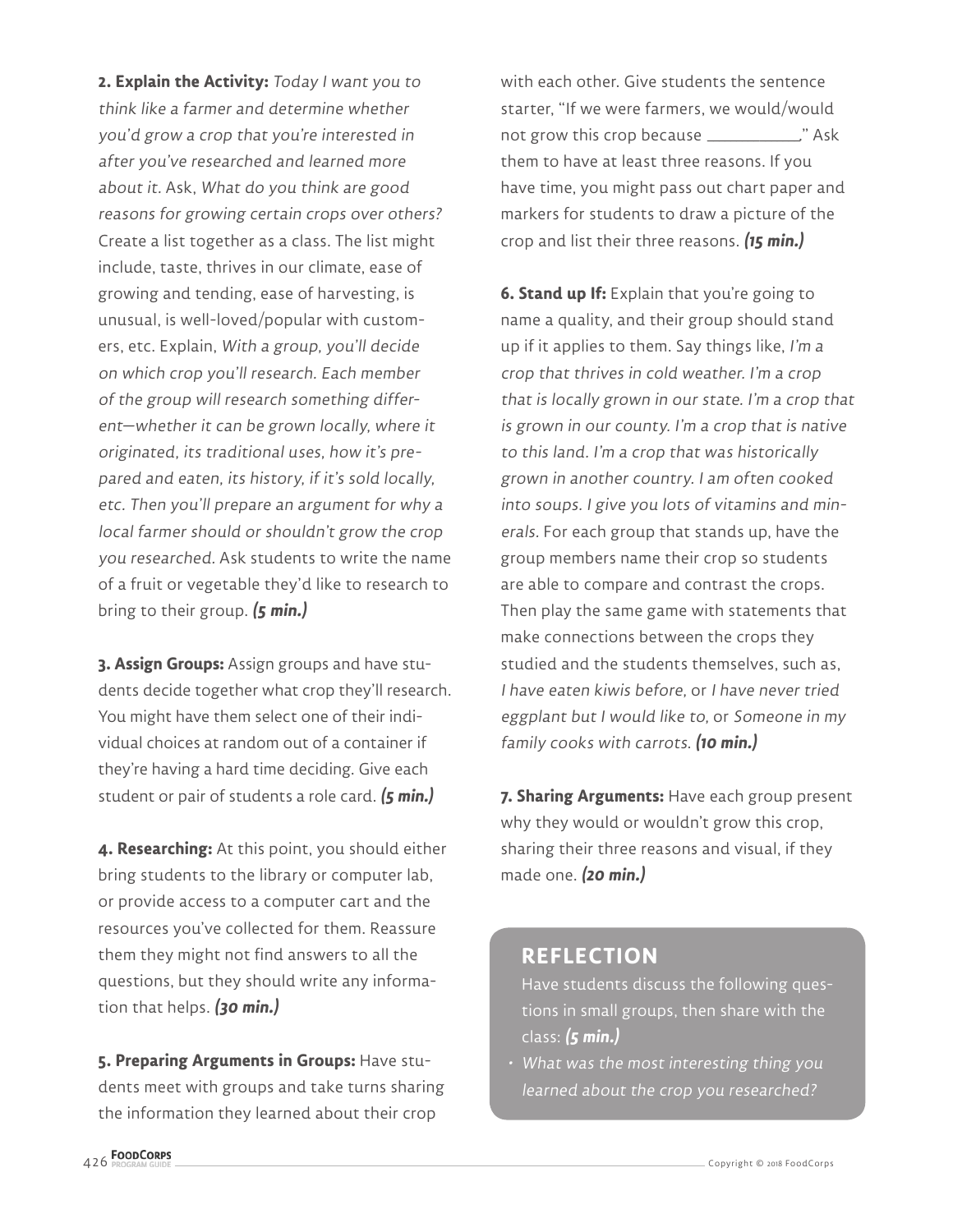**2. Explain the Activity:** *Today I want you to think like a farmer and determine whether you'd grow a crop that you're interested in after you've researched and learned more about it.* Ask, *What do you think are good reasons for growing certain crops over others?* Create a list together as a class. The list might include, taste, thrives in our climate, ease of growing and tending, ease of harvesting, is unusual, is well-loved/popular with customers, etc. Explain, *With a group, you'll decide on which crop you'll research. Each member of the group will research something different—whether it can be grown locally, where it originated, its traditional uses, how it's prepared and eaten, its history, if it's sold locally, etc. Then you'll prepare an argument for why a local farmer should or shouldn't grow the crop you researched.* Ask students to write the name of a fruit or vegetable they'd like to research to bring to their group. ***(5 min.)***

**3. Assign Groups:** Assign groups and have students decide together what crop they'll research. You might have them select one of their individual choices at random out of a container if they're having a hard time deciding. Give each student or pair of students a role card. ***(5 min.)***

**4. Researching:** At this point, you should either bring students to the library or computer lab, or provide access to a computer cart and the resources you've collected for them. Reassure them they might not find answers to all the questions, but they should write any information that helps. ***(30 min.)***

**5. Preparing Arguments in Groups:** Have students meet with groups and take turns sharing the information they learned about their crop with each other. Give students the sentence starter, "If we were farmers, we would/would not grow this crop because ___________," Ask them to have at least three reasons. If you have time, you might pass out chart paper and markers for students to draw a picture of the crop and list their three reasons. ***(15 min.)***

**6. Stand up If:** Explain that you're going to name a quality, and their group should stand up if it applies to them. Say things like, *I'm a crop that thrives in cold weather. I'm a crop that is locally grown in our state. I'm a crop that is grown in our county. I'm a crop that is native to this land. I'm a crop that was historically grown in another country. I am often cooked into soups. I give you lots of vitamins and minerals.* For each group that stands up, have the group members name their crop so students are able to compare and contrast the crops. Then play the same game with statements that make connections between the crops they studied and the students themselves, such as, *I have eaten kiwis before,* or *I have never tried eggplant but I would like to,* or *Someone in my family cooks with carrots.* ***(10 min.)***

**7. Sharing Arguments:** Have each group present why they would or wouldn't grow this crop, sharing their three reasons and visual, if they made one. ***(20 min.)***

## REFLECTION

Have students discuss the following questions in small groups, then share with the class: ***(5 min.)***

- *What was the most interesting thing you learned about the crop you researched?*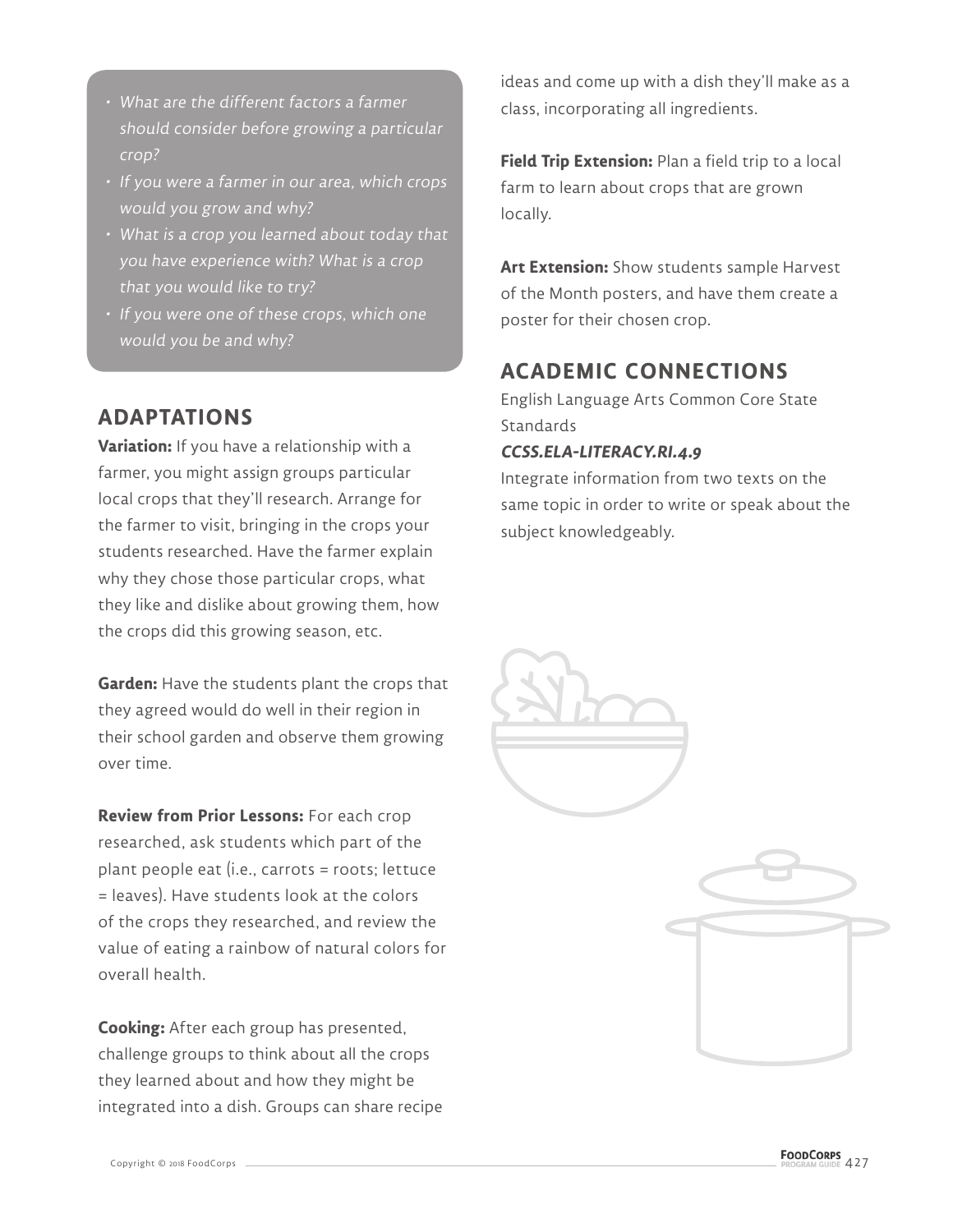- *What are the different factors a farmer should consider before growing a particular crop?*
- *If you were a farmer in our area, which crops would you grow and why?*
- *What is a crop you learned about today that you have experience with? What is a crop that you would like to try?*
- *If you were one of these crops, which one would you be and why?*

## ADAPTATIONS

**Variation:** If you have a relationship with a farmer, you might assign groups particular local crops that they'll research. Arrange for the farmer to visit, bringing in the crops your students researched. Have the farmer explain why they chose those particular crops, what they like and dislike about growing them, how the crops did this growing season, etc.

**Garden:** Have the students plant the crops that they agreed would do well in their region in their school garden and observe them growing over time.

**Review from Prior Lessons:** For each crop researched, ask students which part of the plant people eat (i.e., carrots = roots; lettuce = leaves). Have students look at the colors of the crops they researched, and review the value of eating a rainbow of natural colors for overall health.

**Cooking:** After each group has presented, challenge groups to think about all the crops they learned about and how they might be integrated into a dish. Groups can share recipe ideas and come up with a dish they'll make as a class, incorporating all ingredients.

**Field Trip Extension:** Plan a field trip to a local farm to learn about crops that are grown locally.

**Art Extension:** Show students sample Harvest of the Month posters, and have them create a poster for their chosen crop.

## ACADEMIC CONNECTIONS

English Language Arts Common Core State Standards

***CCSS.ELA-LITERACY.RI.4.9***

Integrate information from two texts on the same topic in order to write or speak about the subject knowledgeably.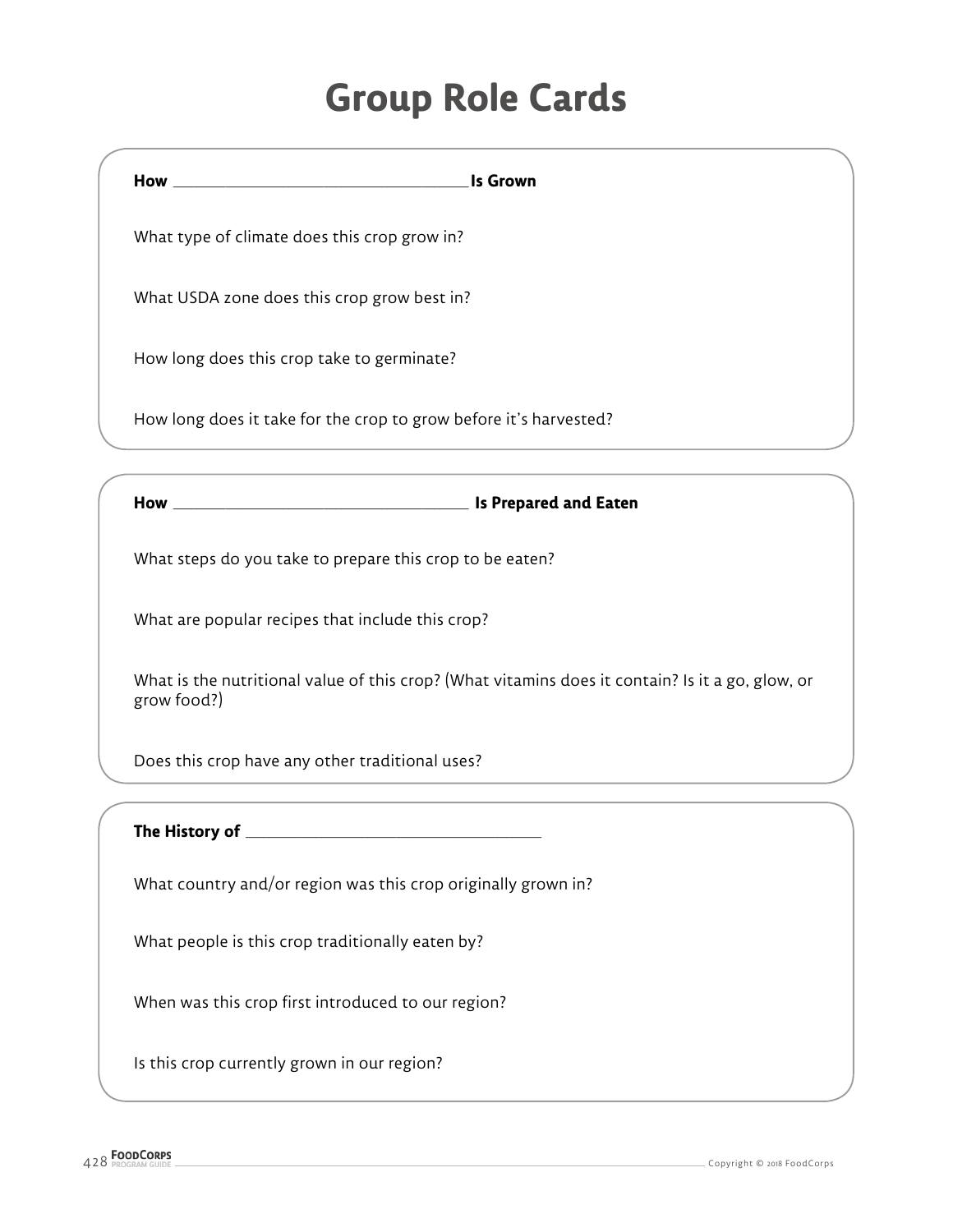# Group Role Cards

**How ___________________________ Is Grown**

What type of climate does this crop grow in?

What USDA zone does this crop grow best in?

How long does this crop take to germinate?

How long does it take for the crop to grow before it's harvested?

**How ___________________________ Is Prepared and Eaten**

What steps do you take to prepare this crop to be eaten?

What are popular recipes that include this crop?

What is the nutritional value of this crop? (What vitamins does it contain? Is it a go, glow, or grow food?)

Does this crop have any other traditional uses?

**The History of ___________________________**

What country and/or region was this crop originally grown in?

What people is this crop traditionally eaten by?

When was this crop first introduced to our region?

Is this crop currently grown in our region?